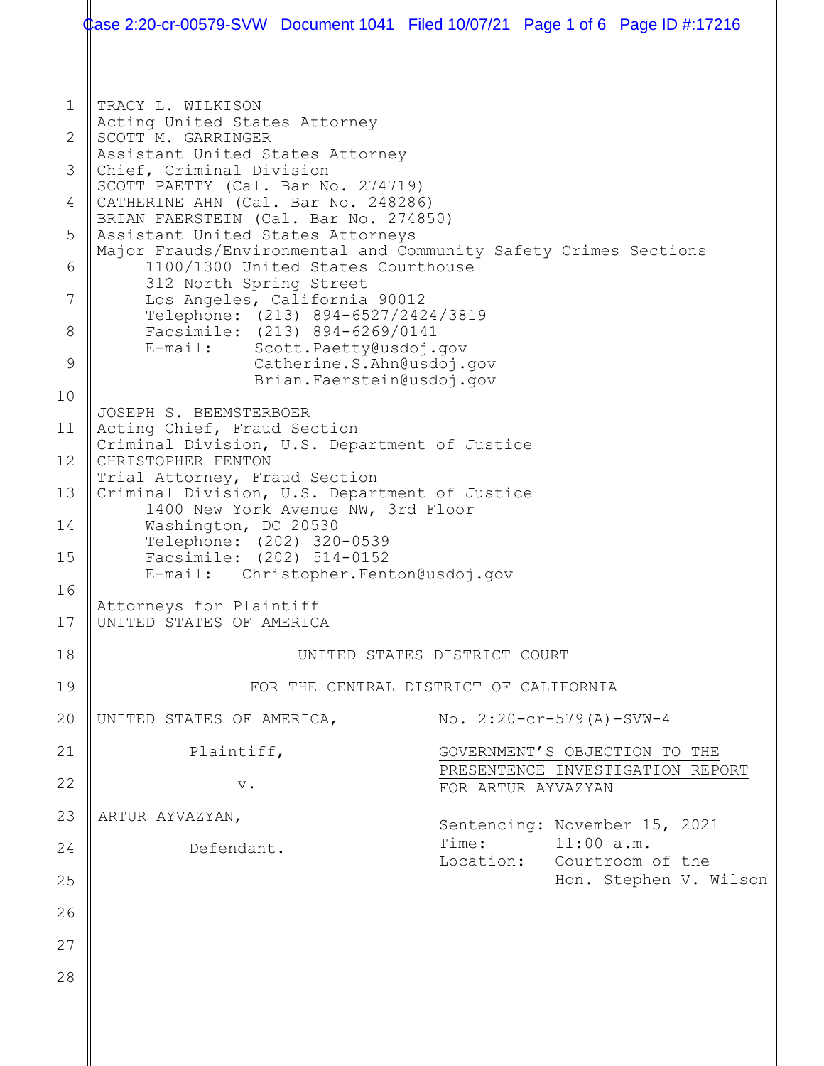TRACY L. WILKISON
Acting United States Attorney
SCOTT M. GARRINGER
Assistant United States Attorney
Chief, Criminal Division
SCOTT PAETTY (Cal. Bar No. 274719)
CATHERINE AHN (Cal. Bar No. 248286)
BRIAN FAERSTEIN (Cal. Bar No. 274850)
Assistant United States Attorneys
Major Frauds/Environmental and Community Safety Crimes Sections
1100/1300 United States Courthouse
312 North Spring Street
Los Angeles, California 90012
Telephone: (213) 894-6527/2424/3819
Facsimile: (213) 894-6269/0141
E-mail: Scott.Paetty@usdoj.gov
Catherine.S.Ahn@usdoj.gov
Brian.Faerstein@usdoj.gov

JOSEPH S. BEEMSTERBOER
Acting Chief, Fraud Section
Criminal Division, U.S. Department of Justice
CHRISTOPHER FENTON
Trial Attorney, Fraud Section
Criminal Division, U.S. Department of Justice
1400 New York Avenue NW, 3rd Floor
Washington, DC 20530
Telephone: (202) 320-0539
Facsimile: (202) 514-0152
E-mail: Christopher.Fenton@usdoj.gov

Attorneys for Plaintiff
UNITED STATES OF AMERICA

UNITED STATES DISTRICT COURT

FOR THE CENTRAL DISTRICT OF CALIFORNIA

UNITED STATES OF AMERICA,

Plaintiff,

v.

ARTUR AYVAZYAN,

Defendant.

No. 2:20-cr-579(A)-SVW-4

GOVERNMENT'S OBJECTION TO THE PRESENTENCE INVESTIGATION REPORT FOR ARTUR AYVAZYAN

Sentencing: November 15, 2021
Time: 11:00 a.m.
Location: Courtroom of the Hon. Stephen V. Wilson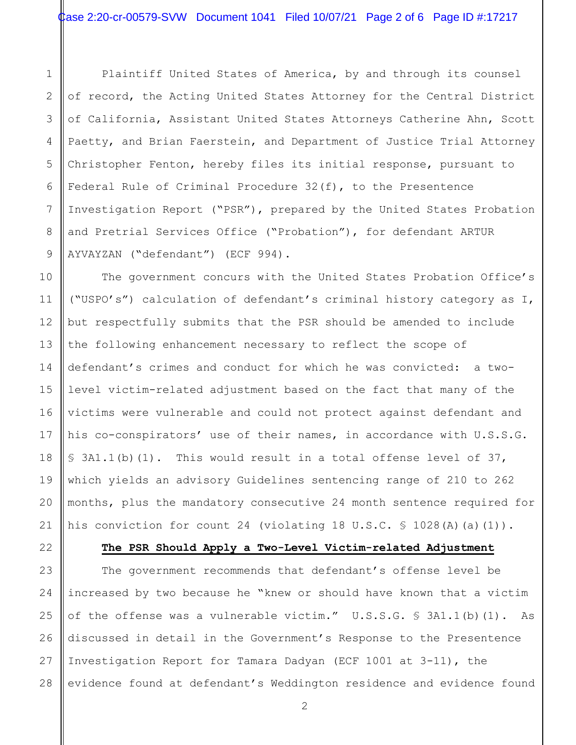Plaintiff United States of America, by and through its counsel of record, the Acting United States Attorney for the Central District of California, Assistant United States Attorneys Catherine Ahn, Scott Paetty, and Brian Faerstein, and Department of Justice Trial Attorney Christopher Fenton, hereby files its initial response, pursuant to Federal Rule of Criminal Procedure 32(f), to the Presentence Investigation Report ("PSR"), prepared by the United States Probation and Pretrial Services Office ("Probation"), for defendant ARTUR AYVAYZAN ("defendant") (ECF 994).

The government concurs with the United States Probation Office's ("USPO's") calculation of defendant's criminal history category as I, but respectfully submits that the PSR should be amended to include the following enhancement necessary to reflect the scope of defendant's crimes and conduct for which he was convicted: a two-level victim-related adjustment based on the fact that many of the victims were vulnerable and could not protect against defendant and his co-conspirators' use of their names, in accordance with U.S.S.G. § 3A1.1(b)(1). This would result in a total offense level of 37, which yields an advisory Guidelines sentencing range of 210 to 262 months, plus the mandatory consecutive 24 month sentence required for his conviction for count 24 (violating 18 U.S.C. § 1028(A)(a)(1)).

**The PSR Should Apply a Two-Level Victim-related Adjustment**

The government recommends that defendant's offense level be increased by two because he "knew or should have known that a victim of the offense was a vulnerable victim." U.S.S.G. § 3A1.1(b)(1). As discussed in detail in the Government's Response to the Presentence Investigation Report for Tamara Dadyan (ECF 1001 at 3-11), the evidence found at defendant's Weddington residence and evidence found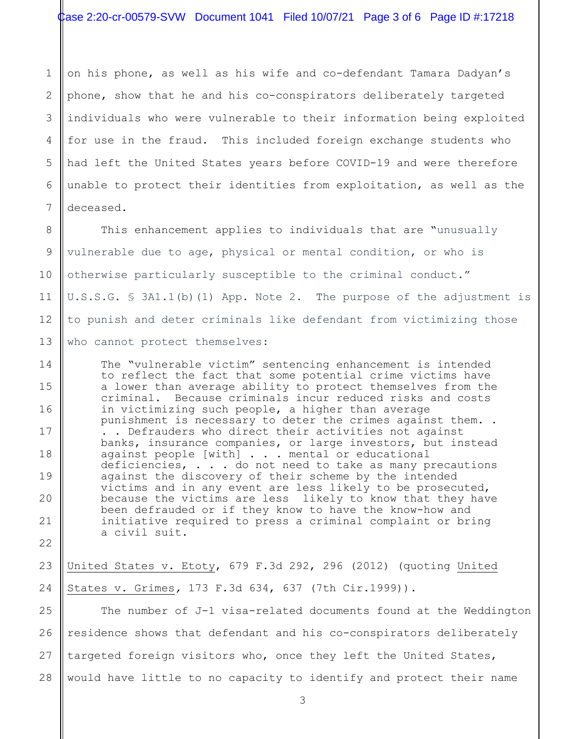on his phone, as well as his wife and co-defendant Tamara Dadyan's phone, show that he and his co-conspirators deliberately targeted individuals who were vulnerable to their information being exploited for use in the fraud. This included foreign exchange students who had left the United States years before COVID-19 and were therefore unable to protect their identities from exploitation, as well as the deceased.

This enhancement applies to individuals that are "unusually vulnerable due to age, physical or mental condition, or who is otherwise particularly susceptible to the criminal conduct." U.S.S.G. § 3A1.1(b)(1) App. Note 2. The purpose of the adjustment is to punish and deter criminals like defendant from victimizing those who cannot protect themselves:

> The "vulnerable victim" sentencing enhancement is intended to reflect the fact that some potential crime victims have a lower than average ability to protect themselves from the criminal. Because criminals incur reduced risks and costs in victimizing such people, a higher than average punishment is necessary to deter the crimes against them. . . . Defrauders who direct their activities not against banks, insurance companies, or large investors, but instead against people [with] . . . mental or educational deficiencies, . . . do not need to take as many precautions against the discovery of their scheme by the intended victims and in any event are less likely to be prosecuted, because the victims are less likely to know that they have been defrauded or if they know to have the know-how and initiative required to press a criminal complaint or bring a civil suit.

United States v. Etoty, 679 F.3d 292, 296 (2012) (quoting United States v. Grimes, 173 F.3d 634, 637 (7th Cir.1999)).

The number of J-1 visa-related documents found at the Weddington residence shows that defendant and his co-conspirators deliberately targeted foreign visitors who, once they left the United States, would have little to no capacity to identify and protect their name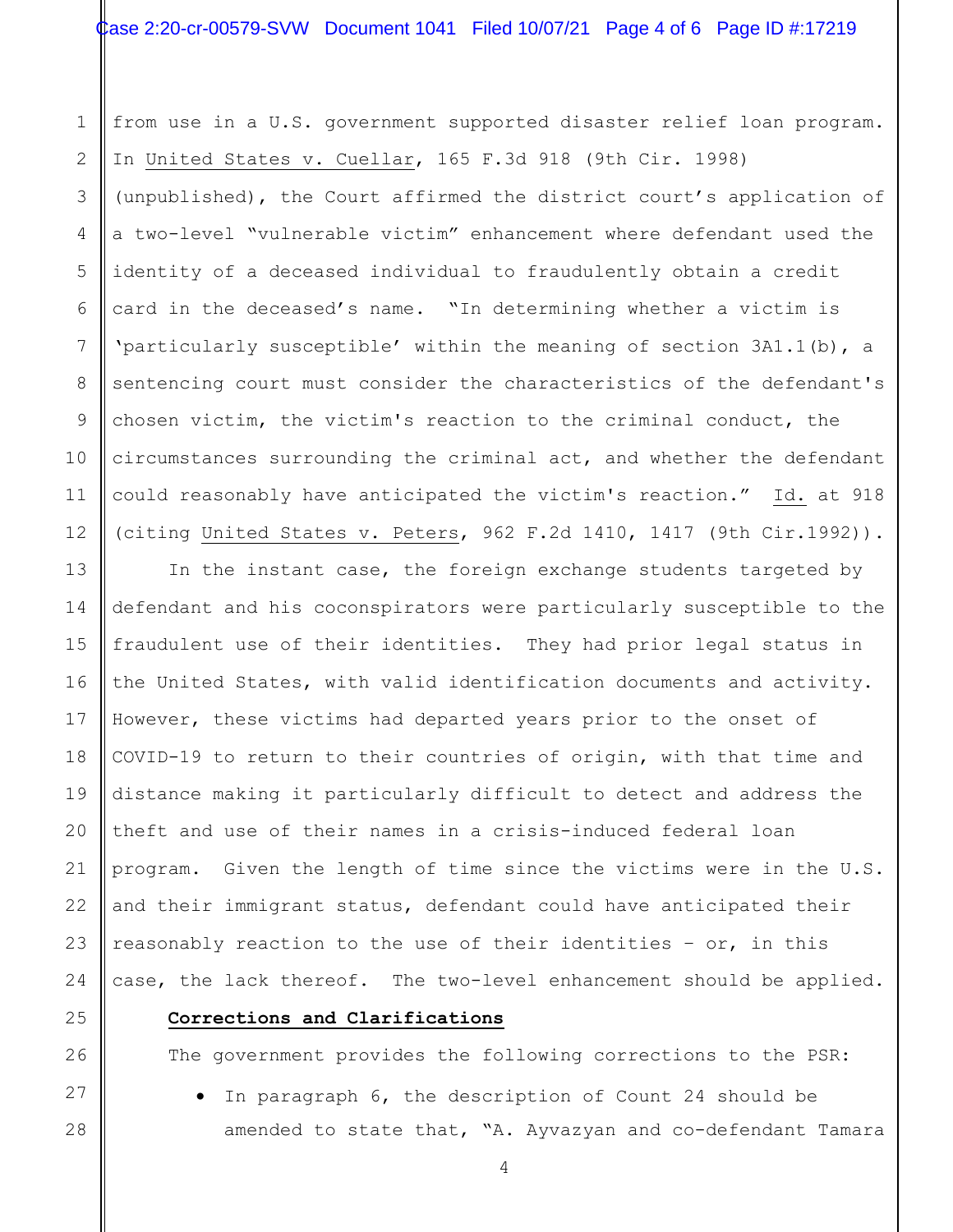from use in a U.S. government supported disaster relief loan program. In United States v. Cuellar, 165 F.3d 918 (9th Cir. 1998) (unpublished), the Court affirmed the district court's application of a two-level "vulnerable victim" enhancement where defendant used the identity of a deceased individual to fraudulently obtain a credit card in the deceased's name. "In determining whether a victim is 'particularly susceptible' within the meaning of section 3A1.1(b), a sentencing court must consider the characteristics of the defendant's chosen victim, the victim's reaction to the criminal conduct, the circumstances surrounding the criminal act, and whether the defendant could reasonably have anticipated the victim's reaction." Id. at 918 (citing United States v. Peters, 962 F.2d 1410, 1417 (9th Cir.1992)).

In the instant case, the foreign exchange students targeted by defendant and his coconspirators were particularly susceptible to the fraudulent use of their identities. They had prior legal status in the United States, with valid identification documents and activity. However, these victims had departed years prior to the onset of COVID-19 to return to their countries of origin, with that time and distance making it particularly difficult to detect and address the theft and use of their names in a crisis-induced federal loan program. Given the length of time since the victims were in the U.S. and their immigrant status, defendant could have anticipated their reasonably reaction to the use of their identities – or, in this case, the lack thereof. The two-level enhancement should be applied.

**Corrections and Clarifications**

The government provides the following corrections to the PSR:

- In paragraph 6, the description of Count 24 should be amended to state that, "A. Ayvazyan and co-defendant Tamara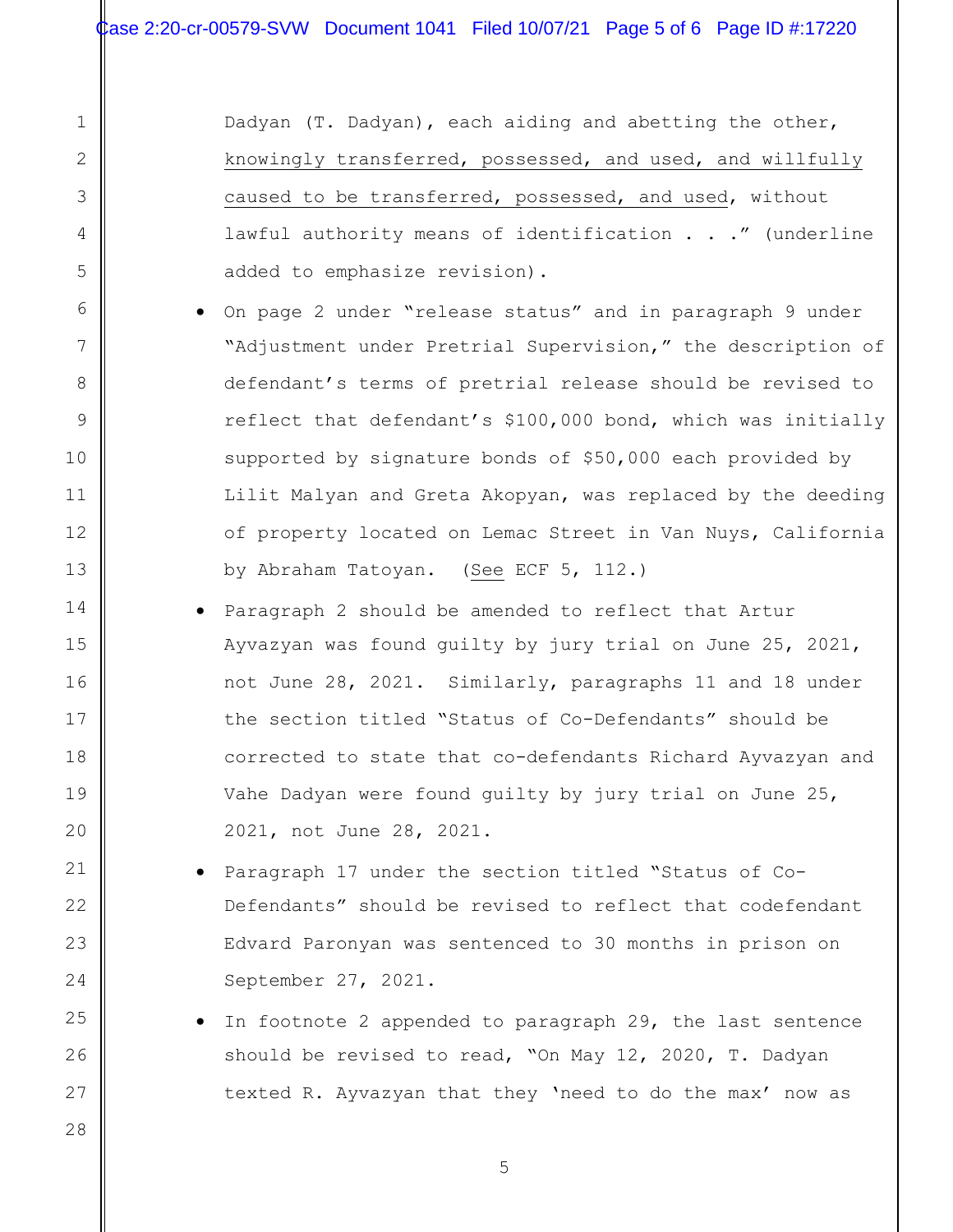Dadyan (T. Dadyan), each aiding and abetting the other, <u>knowingly transferred, possessed, and used, and willfully caused to be transferred, possessed, and used</u>, without lawful authority means of identification . . ." (underline added to emphasize revision).

- On page 2 under "release status" and in paragraph 9 under "Adjustment under Pretrial Supervision," the description of defendant's terms of pretrial release should be revised to reflect that defendant's $100,000 bond, which was initially supported by signature bonds of $50,000 each provided by Lilit Malyan and Greta Akopyan, was replaced by the deeding of property located on Lemac Street in Van Nuys, California by Abraham Tatoyan. (<u>See</u> ECF 5, 112.)
- Paragraph 2 should be amended to reflect that Artur Ayvazyan was found guilty by jury trial on June 25, 2021, not June 28, 2021. Similarly, paragraphs 11 and 18 under the section titled "Status of Co-Defendants" should be corrected to state that co-defendants Richard Ayvazyan and Vahe Dadyan were found guilty by jury trial on June 25, 2021, not June 28, 2021.
- Paragraph 17 under the section titled "Status of Co-Defendants" should be revised to reflect that codefendant Edvard Paronyan was sentenced to 30 months in prison on September 27, 2021.
- In footnote 2 appended to paragraph 29, the last sentence should be revised to read, "On May 12, 2020, T. Dadyan texted R. Ayvazyan that they 'need to do the max' now as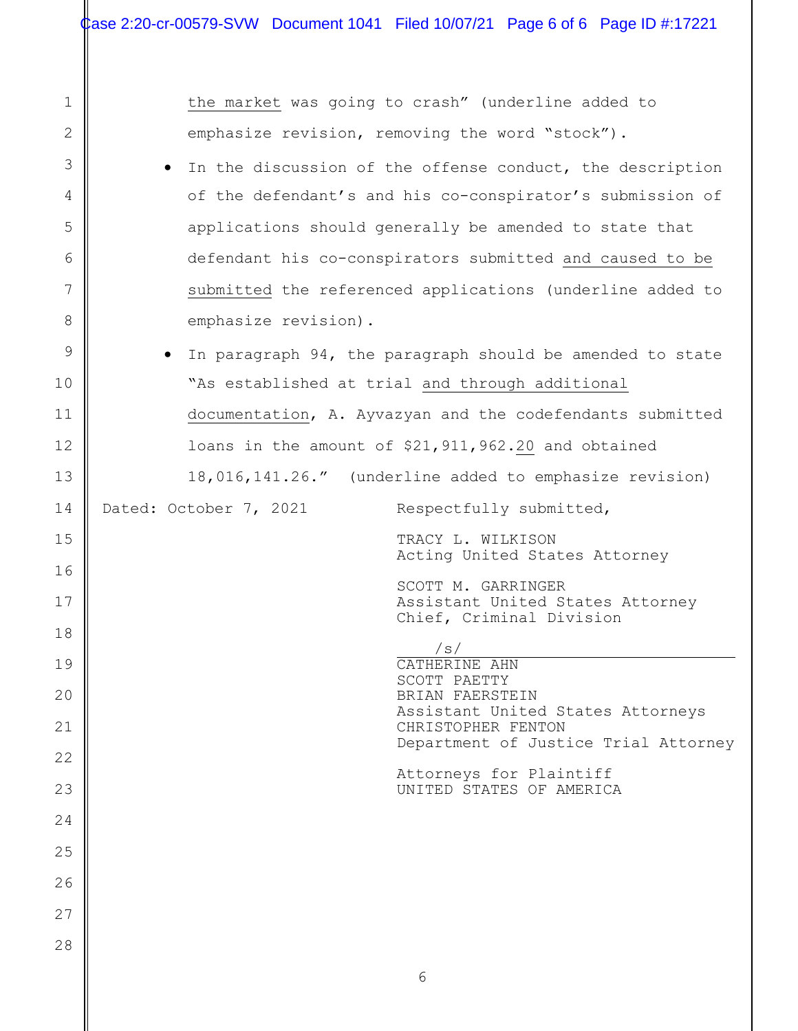<u>the market</u> was going to crash" (underline added to emphasize revision, removing the word "stock").

- In the discussion of the offense conduct, the description of the defendant's and his co-conspirator's submission of applications should generally be amended to state that defendant his co-conspirators submitted <u>and caused to be submitted</u> the referenced applications (underline added to emphasize revision).
- In paragraph 94, the paragraph should be amended to state "As established at trial <u>and through additional documentation</u>, A. Ayvazyan and the codefendants submitted loans in the amount of $21,911,962.<u>20</u> and obtained 18,016,141.26." (underline added to emphasize revision)

Dated: October 7, 2021

Respectfully submitted,

TRACY L. WILKISON
Acting United States Attorney

SCOTT M. GARRINGER
Assistant United States Attorney
Chief, Criminal Division

/s/
CATHERINE AHN
SCOTT PAETTY
BRIAN FAERSTEIN
Assistant United States Attorneys
CHRISTOPHER FENTON
Department of Justice Trial Attorney

Attorneys for Plaintiff
UNITED STATES OF AMERICA